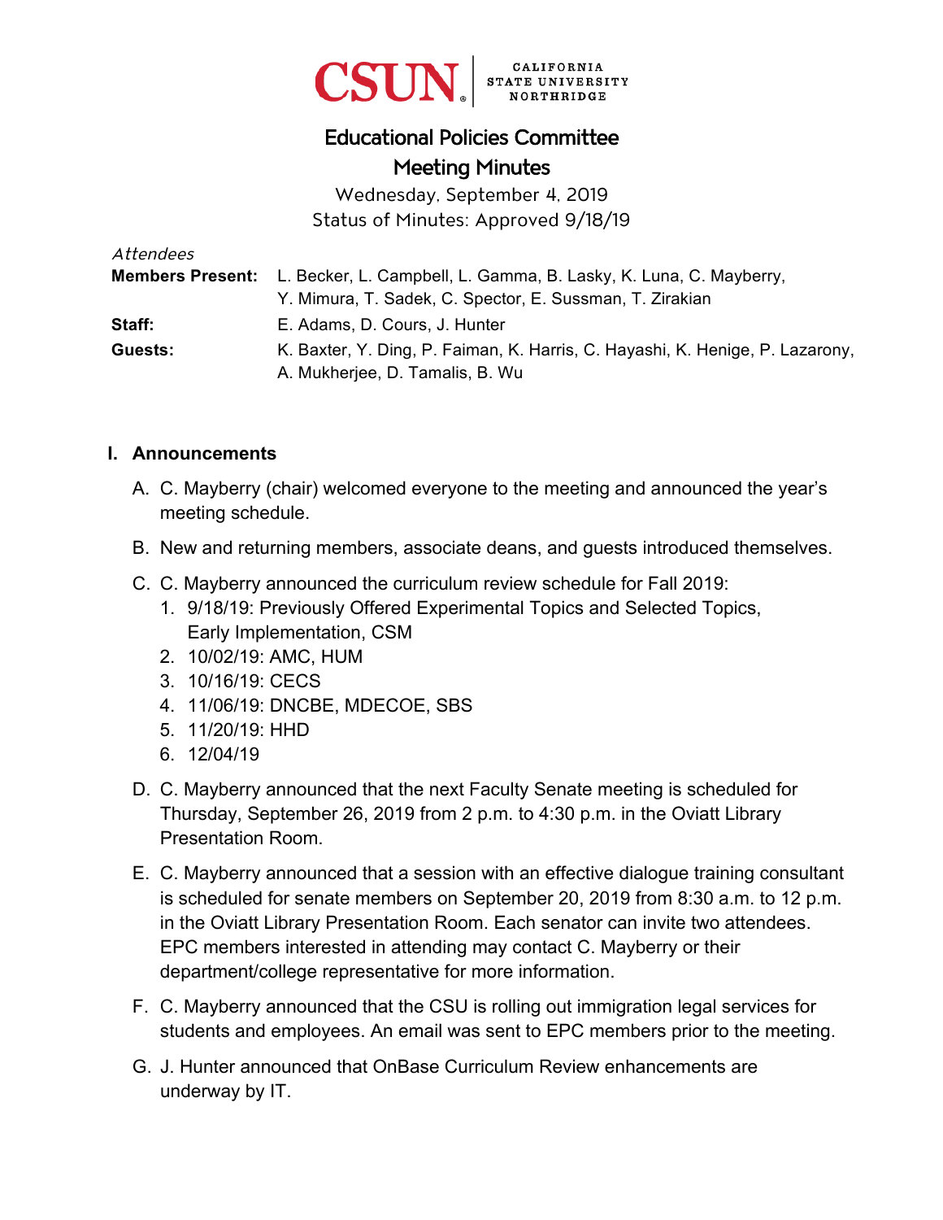CSUN CALIFORNIA STATE UNIVERSITY NORTHRIDGE

# Educational Policies Committee
# Meeting Minutes

Wednesday, September 4, 2019
Status of Minutes: Approved 9/18/19

*Attendees*

| | |
|---|---|
| **Members Present:** | L. Becker, L. Campbell, L. Gamma, B. Lasky, K. Luna, C. Mayberry, Y. Mimura, T. Sadek, C. Spector, E. Sussman, T. Zirakian |
| **Staff:** | E. Adams, D. Cours, J. Hunter |
| **Guests:** | K. Baxter, Y. Ding, P. Faiman, K. Harris, C. Hayashi, K. Henige, P. Lazarony, A. Mukherjee, D. Tamalis, B. Wu |

## I. Announcements

A. C. Mayberry (chair) welcomed everyone to the meeting and announced the year's meeting schedule.

B. New and returning members, associate deans, and guests introduced themselves.

C. C. Mayberry announced the curriculum review schedule for Fall 2019:
   1. 9/18/19: Previously Offered Experimental Topics and Selected Topics, Early Implementation, CSM
   2. 10/02/19: AMC, HUM
   3. 10/16/19: CECS
   4. 11/06/19: DNCBE, MDECOE, SBS
   5. 11/20/19: HHD
   6. 12/04/19

D. C. Mayberry announced that the next Faculty Senate meeting is scheduled for Thursday, September 26, 2019 from 2 p.m. to 4:30 p.m. in the Oviatt Library Presentation Room.

E. C. Mayberry announced that a session with an effective dialogue training consultant is scheduled for senate members on September 20, 2019 from 8:30 a.m. to 12 p.m. in the Oviatt Library Presentation Room. Each senator can invite two attendees. EPC members interested in attending may contact C. Mayberry or their department/college representative for more information.

F. C. Mayberry announced that the CSU is rolling out immigration legal services for students and employees. An email was sent to EPC members prior to the meeting.

G. J. Hunter announced that OnBase Curriculum Review enhancements are underway by IT.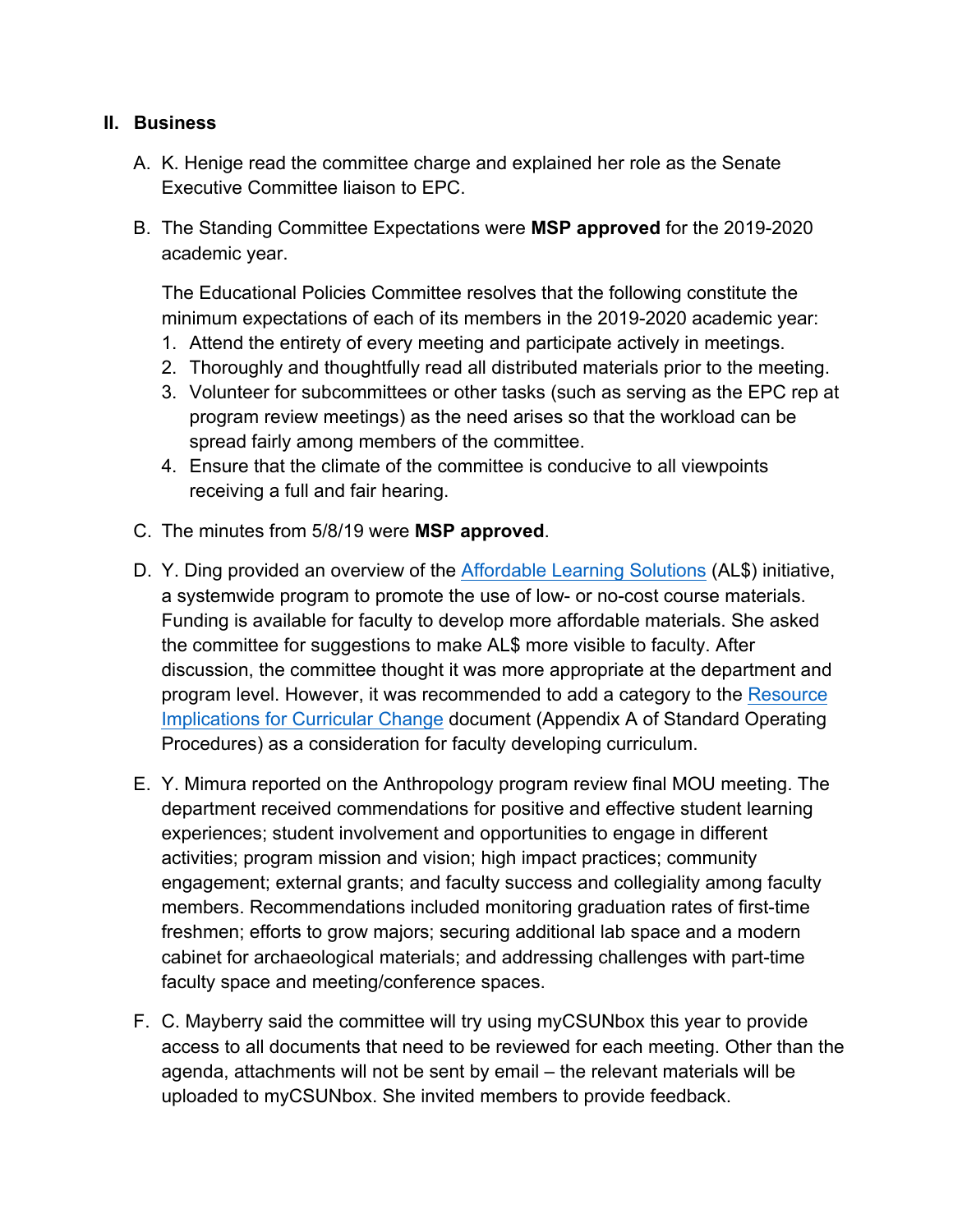## II. Business

A. K. Henige read the committee charge and explained her role as the Senate Executive Committee liaison to EPC.

B. The Standing Committee Expectations were **MSP approved** for the 2019-2020 academic year.

   The Educational Policies Committee resolves that the following constitute the minimum expectations of each of its members in the 2019-2020 academic year:

   1. Attend the entirety of every meeting and participate actively in meetings.
   2. Thoroughly and thoughtfully read all distributed materials prior to the meeting.
   3. Volunteer for subcommittees or other tasks (such as serving as the EPC rep at program review meetings) as the need arises so that the workload can be spread fairly among members of the committee.
   4. Ensure that the climate of the committee is conducive to all viewpoints receiving a full and fair hearing.

C. The minutes from 5/8/19 were **MSP approved**.

D. Y. Ding provided an overview of the Affordable Learning Solutions (AL$) initiative, a systemwide program to promote the use of low- or no-cost course materials. Funding is available for faculty to develop more affordable materials. She asked the committee for suggestions to make AL$ more visible to faculty. After discussion, the committee thought it was more appropriate at the department and program level. However, it was recommended to add a category to the Resource Implications for Curricular Change document (Appendix A of Standard Operating Procedures) as a consideration for faculty developing curriculum.

E. Y. Mimura reported on the Anthropology program review final MOU meeting. The department received commendations for positive and effective student learning experiences; student involvement and opportunities to engage in different activities; program mission and vision; high impact practices; community engagement; external grants; and faculty success and collegiality among faculty members. Recommendations included monitoring graduation rates of first-time freshmen; efforts to grow majors; securing additional lab space and a modern cabinet for archaeological materials; and addressing challenges with part-time faculty space and meeting/conference spaces.

F. C. Mayberry said the committee will try using myCSUNbox this year to provide access to all documents that need to be reviewed for each meeting. Other than the agenda, attachments will not be sent by email – the relevant materials will be uploaded to myCSUNbox. She invited members to provide feedback.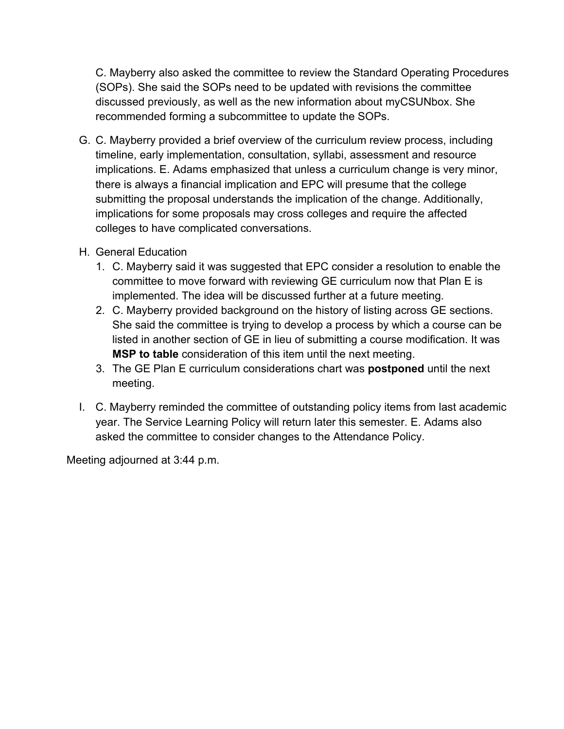C. Mayberry also asked the committee to review the Standard Operating Procedures (SOPs). She said the SOPs need to be updated with revisions the committee discussed previously, as well as the new information about myCSUNbox. She recommended forming a subcommittee to update the SOPs.

G. C. Mayberry provided a brief overview of the curriculum review process, including timeline, early implementation, consultation, syllabi, assessment and resource implications. E. Adams emphasized that unless a curriculum change is very minor, there is always a financial implication and EPC will presume that the college submitting the proposal understands the implication of the change. Additionally, implications for some proposals may cross colleges and require the affected colleges to have complicated conversations.

H. General Education
   1. C. Mayberry said it was suggested that EPC consider a resolution to enable the committee to move forward with reviewing GE curriculum now that Plan E is implemented. The idea will be discussed further at a future meeting.
   2. C. Mayberry provided background on the history of listing across GE sections. She said the committee is trying to develop a process by which a course can be listed in another section of GE in lieu of submitting a course modification. It was **MSP to table** consideration of this item until the next meeting.
   3. The GE Plan E curriculum considerations chart was **postponed** until the next meeting.

I. C. Mayberry reminded the committee of outstanding policy items from last academic year. The Service Learning Policy will return later this semester. E. Adams also asked the committee to consider changes to the Attendance Policy.

Meeting adjourned at 3:44 p.m.